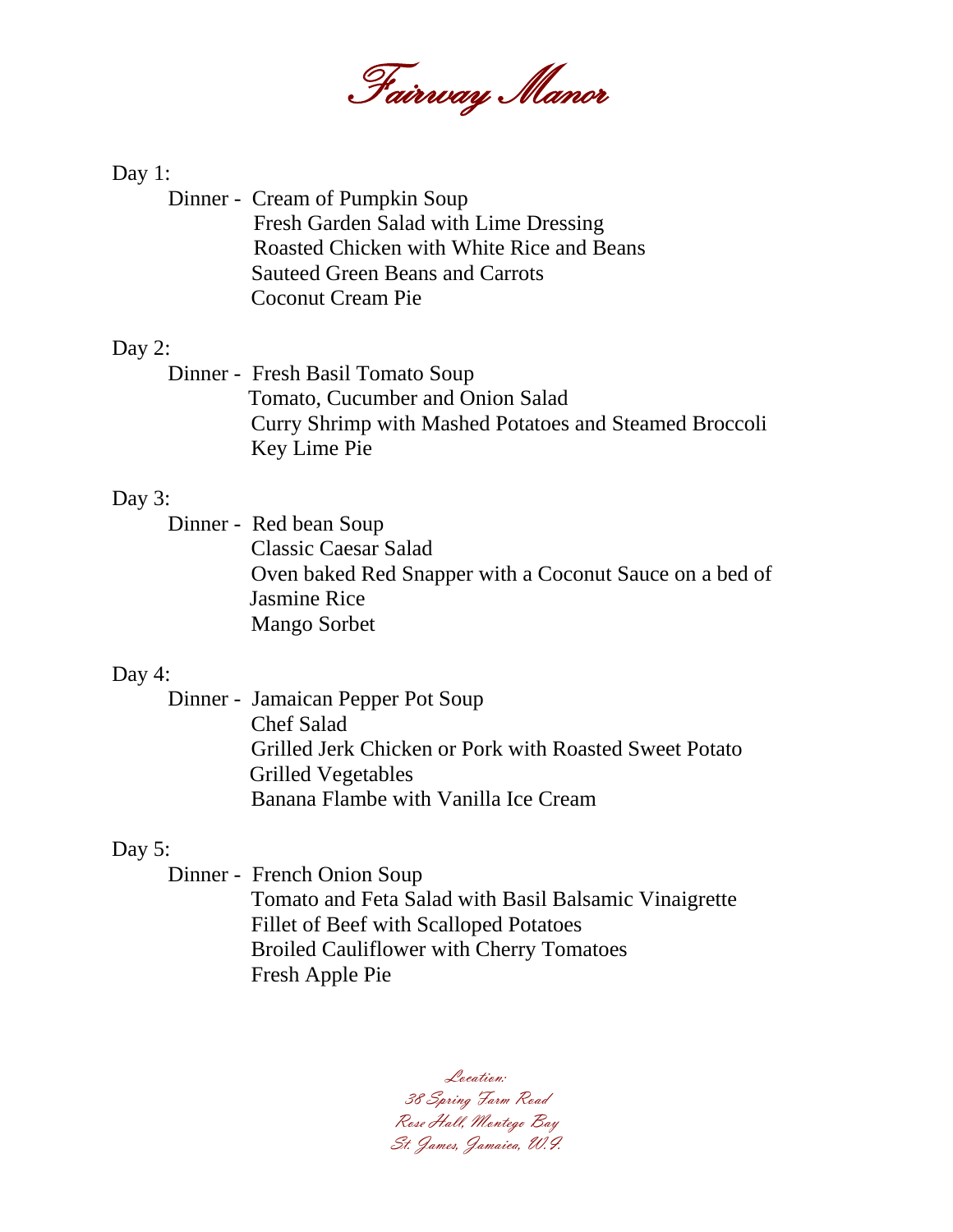# Fairway Manor

Day 1:

Dinner - Cream of Pumpkin Soup
Fresh Garden Salad with Lime Dressing
Roasted Chicken with White Rice and Beans
Sauteed Green Beans and Carrots
Coconut Cream Pie

Day 2:

Dinner - Fresh Basil Tomato Soup
Tomato, Cucumber and Onion Salad
Curry Shrimp with Mashed Potatoes and Steamed Broccoli
Key Lime Pie

Day 3:

Dinner - Red bean Soup
Classic Caesar Salad
Oven baked Red Snapper with a Coconut Sauce on a bed of Jasmine Rice
Mango Sorbet

Day 4:

Dinner - Jamaican Pepper Pot Soup
Chef Salad
Grilled Jerk Chicken or Pork with Roasted Sweet Potato
Grilled Vegetables
Banana Flambe with Vanilla Ice Cream

Day 5:

Dinner - French Onion Soup
Tomato and Feta Salad with Basil Balsamic Vinaigrette
Fillet of Beef with Scalloped Potatoes
Broiled Cauliflower with Cherry Tomatoes
Fresh Apple Pie

*Location:*
*38 Spring Farm Road*
*Rose Hall, Montego Bay*
*St. James, Jamaica, W.I.*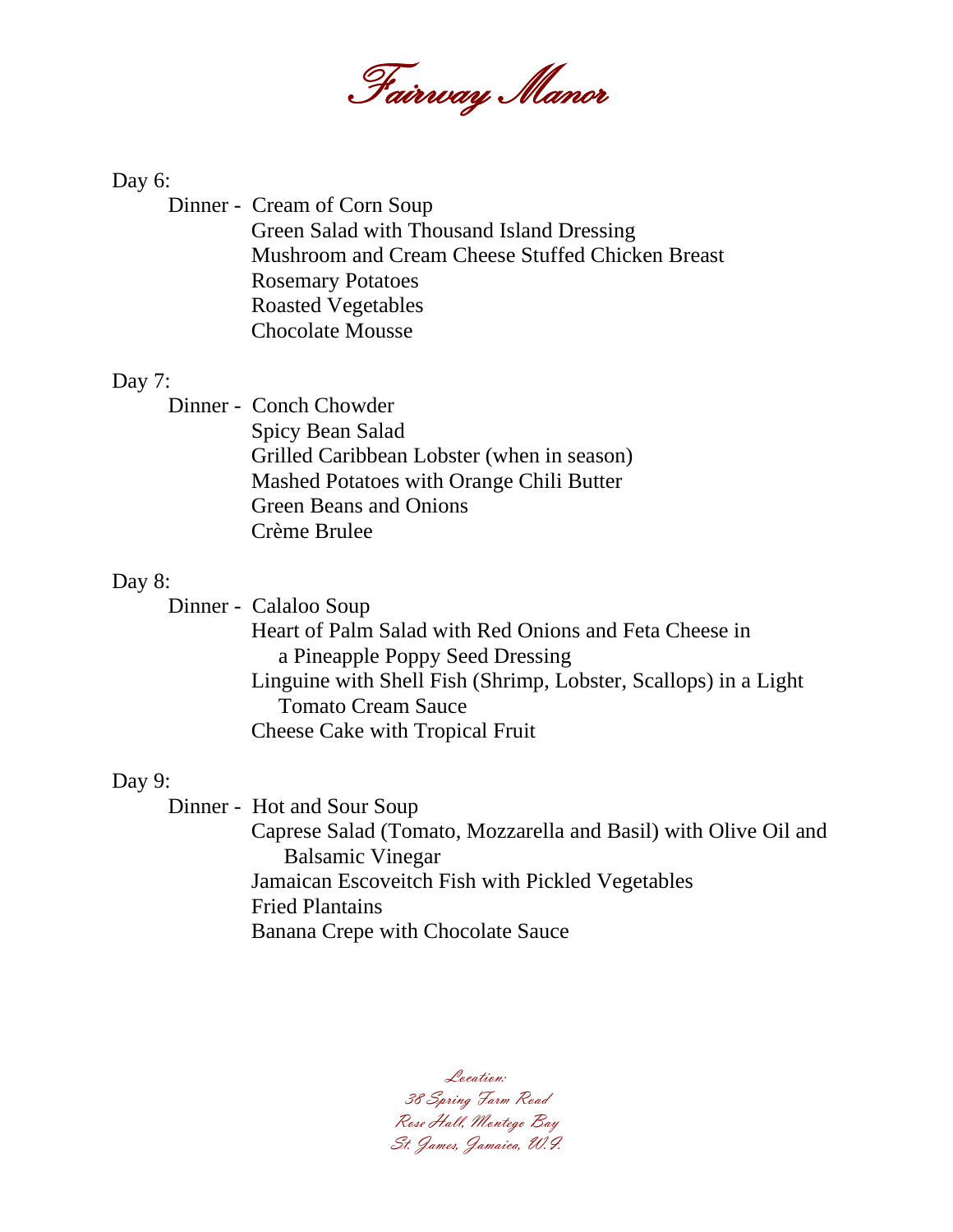# Fairway Manor

Day 6:

Dinner - Cream of Corn Soup
Green Salad with Thousand Island Dressing
Mushroom and Cream Cheese Stuffed Chicken Breast
Rosemary Potatoes
Roasted Vegetables
Chocolate Mousse

Day 7:

Dinner - Conch Chowder
Spicy Bean Salad
Grilled Caribbean Lobster (when in season)
Mashed Potatoes with Orange Chili Butter
Green Beans and Onions
Crème Brulee

Day 8:

Dinner - Calaloo Soup
Heart of Palm Salad with Red Onions and Feta Cheese in a Pineapple Poppy Seed Dressing
Linguine with Shell Fish (Shrimp, Lobster, Scallops) in a Light Tomato Cream Sauce
Cheese Cake with Tropical Fruit

Day 9:

Dinner - Hot and Sour Soup
Caprese Salad (Tomato, Mozzarella and Basil) with Olive Oil and Balsamic Vinegar
Jamaican Escoveitch Fish with Pickled Vegetables
Fried Plantains
Banana Crepe with Chocolate Sauce

Location:
38 Spring Farm Road
Rose Hall, Montego Bay
St. James, Jamaica, W.I.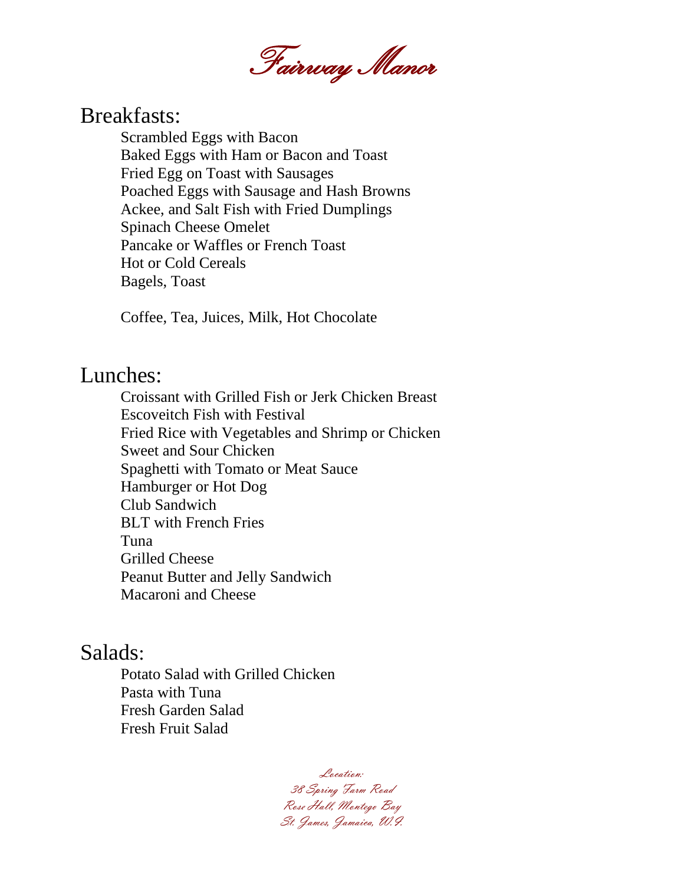# Fairway Manor

## Breakfasts:

Scrambled Eggs with Bacon
Baked Eggs with Ham or Bacon and Toast
Fried Egg on Toast with Sausages
Poached Eggs with Sausage and Hash Browns
Ackee, and Salt Fish with Fried Dumplings
Spinach Cheese Omelet
Pancake or Waffles or French Toast
Hot or Cold Cereals
Bagels, Toast

Coffee, Tea, Juices, Milk, Hot Chocolate

## Lunches:

Croissant with Grilled Fish or Jerk Chicken Breast
Escoveitch Fish with Festival
Fried Rice with Vegetables and Shrimp or Chicken
Sweet and Sour Chicken
Spaghetti with Tomato or Meat Sauce
Hamburger or Hot Dog
Club Sandwich
BLT with French Fries
Tuna
Grilled Cheese
Peanut Butter and Jelly Sandwich
Macaroni and Cheese

## Salads:

Potato Salad with Grilled Chicken
Pasta with Tuna
Fresh Garden Salad
Fresh Fruit Salad

*Location:*
*38 Spring Farm Road*
*Rose Hall, Montego Bay*
*St. James, Jamaica, W.I.*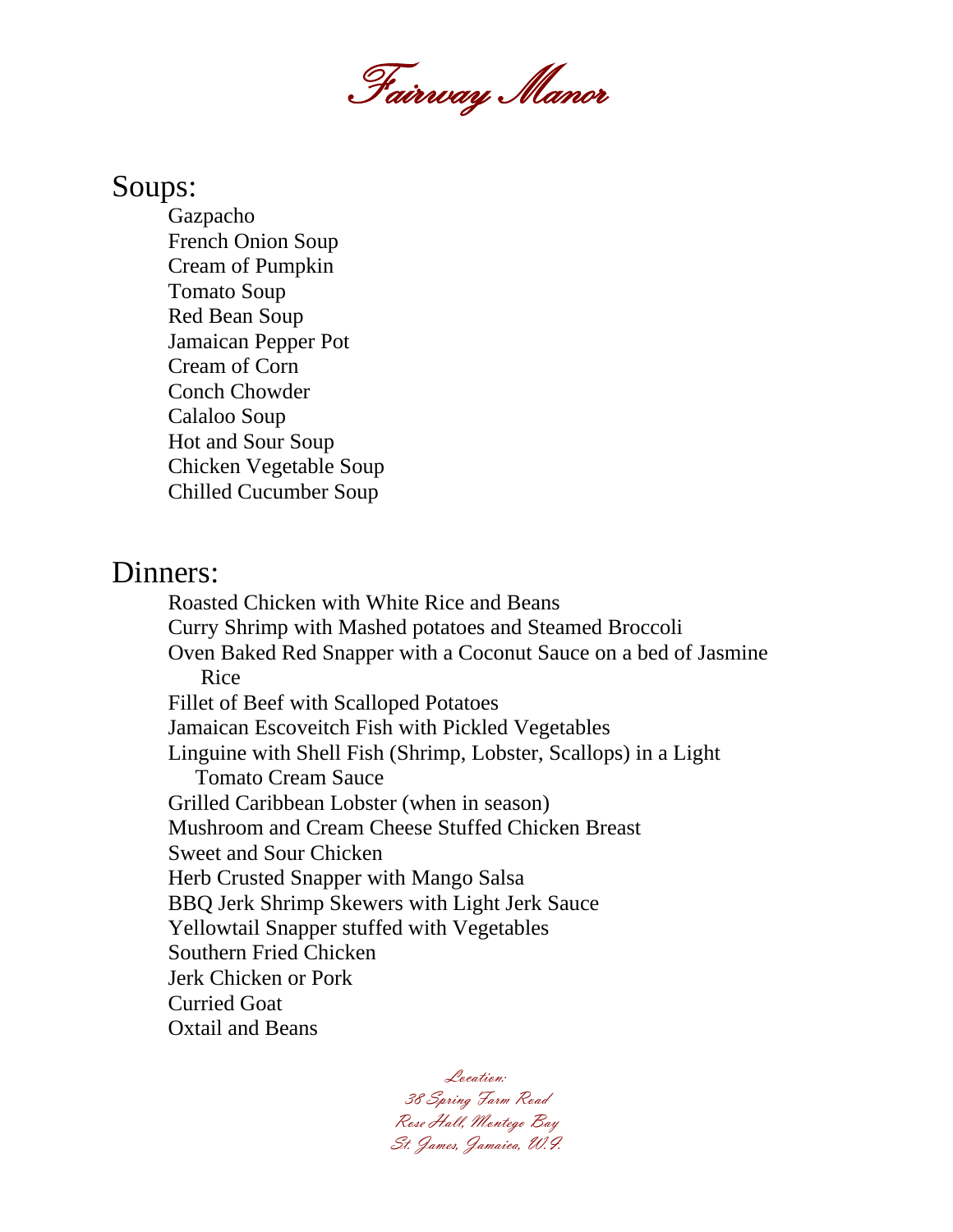# Fairway Manor

## Soups:

Gazpacho
French Onion Soup
Cream of Pumpkin
Tomato Soup
Red Bean Soup
Jamaican Pepper Pot
Cream of Corn
Conch Chowder
Calaloo Soup
Hot and Sour Soup
Chicken Vegetable Soup
Chilled Cucumber Soup

## Dinners:

Roasted Chicken with White Rice and Beans
Curry Shrimp with Mashed potatoes and Steamed Broccoli
Oven Baked Red Snapper with a Coconut Sauce on a bed of Jasmine Rice
Fillet of Beef with Scalloped Potatoes
Jamaican Escoveitch Fish with Pickled Vegetables
Linguine with Shell Fish (Shrimp, Lobster, Scallops) in a Light Tomato Cream Sauce
Grilled Caribbean Lobster (when in season)
Mushroom and Cream Cheese Stuffed Chicken Breast
Sweet and Sour Chicken
Herb Crusted Snapper with Mango Salsa
BBQ Jerk Shrimp Skewers with Light Jerk Sauce
Yellowtail Snapper stuffed with Vegetables
Southern Fried Chicken
Jerk Chicken or Pork
Curried Goat
Oxtail and Beans

*Location:*
*38 Spring Farm Road*
*Rose Hall, Montego Bay*
*St. James, Jamaica, W.I.*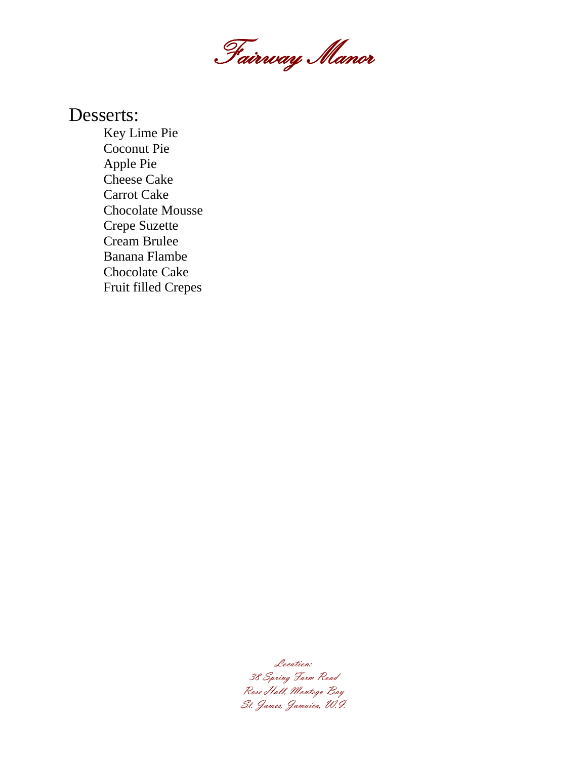# Fairway Manor

## Desserts:

- Key Lime Pie
- Coconut Pie
- Apple Pie
- Cheese Cake
- Carrot Cake
- Chocolate Mousse
- Crepe Suzette
- Cream Brulee
- Banana Flambe
- Chocolate Cake
- Fruit filled Crepes

*Location:*
*38 Spring Farm Road*
*Rose Hall, Montego Bay*
*St. James, Jamaica, W.I.*